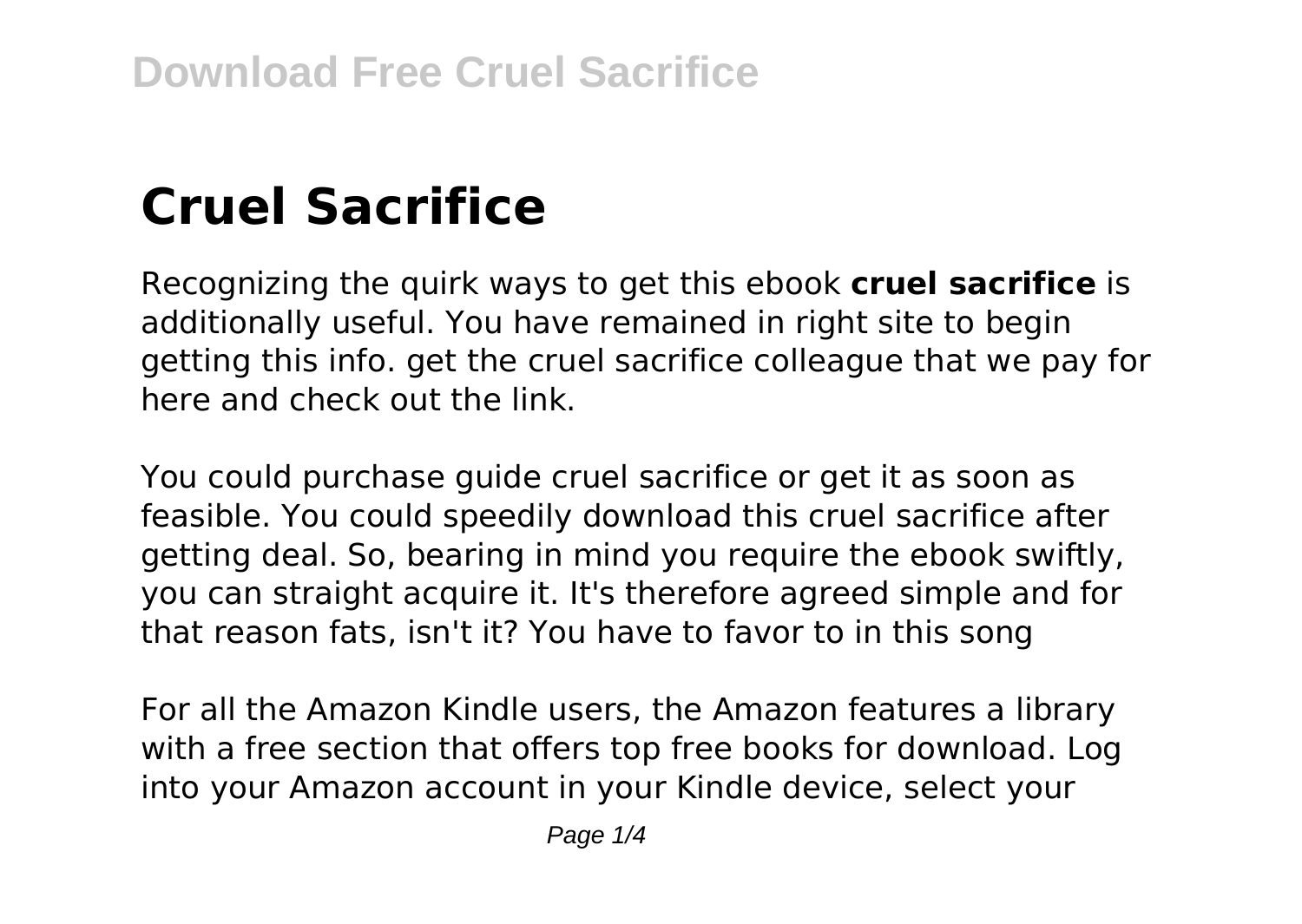# Cruel Sacrifice

Recognizing the quirk ways to get this ebook **cruel sacrifice** is additionally useful. You have remained in right site to begin getting this info. get the cruel sacrifice colleague that we pay for here and check out the link.

You could purchase guide cruel sacrifice or get it as soon as feasible. You could speedily download this cruel sacrifice after getting deal. So, bearing in mind you require the ebook swiftly, you can straight acquire it. It's therefore agreed simple and for that reason fats, isn't it? You have to favor to in this song

For all the Amazon Kindle users, the Amazon features a library with a free section that offers top free books for download. Log into your Amazon account in your Kindle device, select your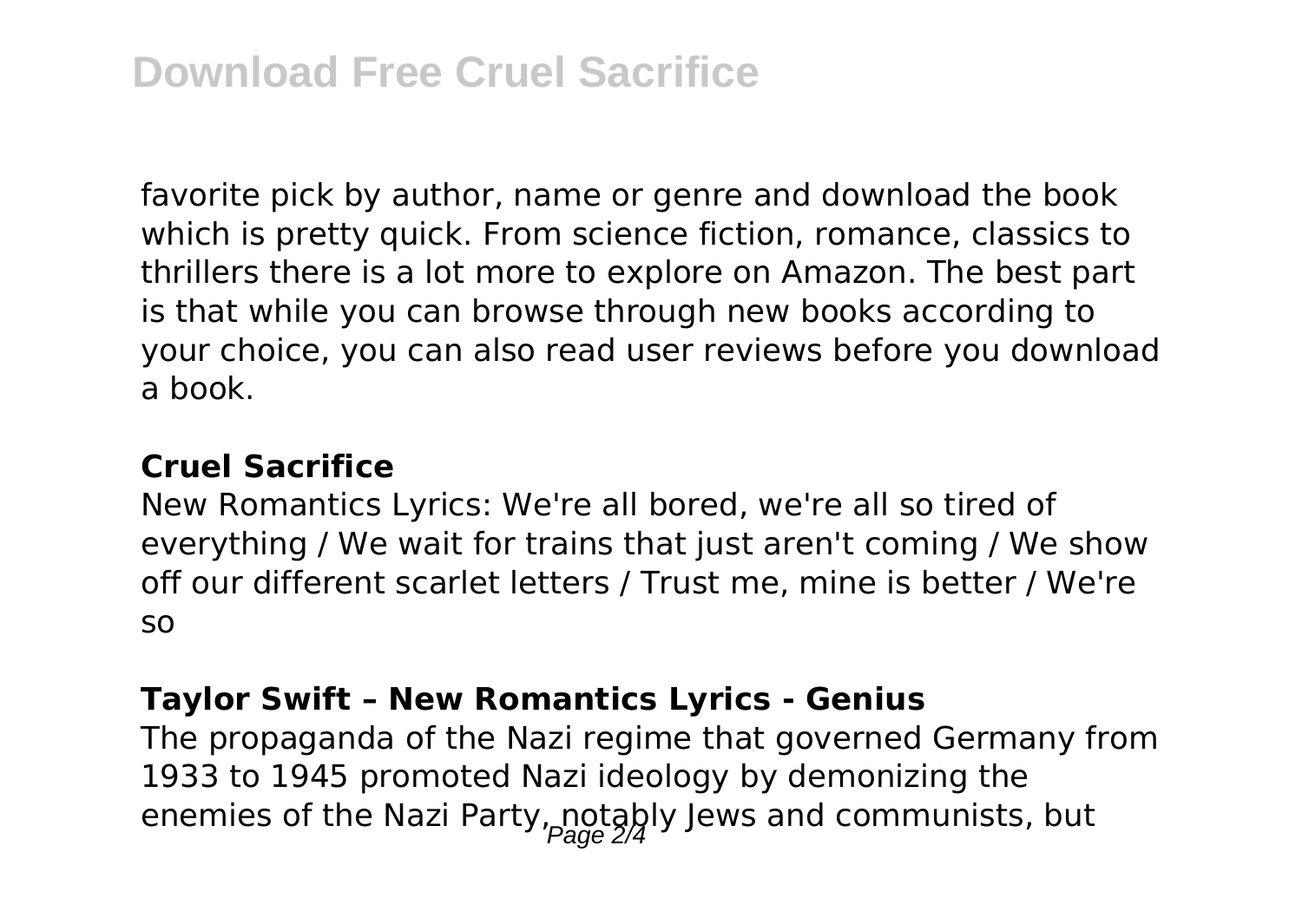favorite pick by author, name or genre and download the book which is pretty quick. From science fiction, romance, classics to thrillers there is a lot more to explore on Amazon. The best part is that while you can browse through new books according to your choice, you can also read user reviews before you download a book.

**Cruel Sacrifice**

New Romantics Lyrics: We're all bored, we're all so tired of everything / We wait for trains that just aren't coming / We show off our different scarlet letters / Trust me, mine is better / We're so

**Taylor Swift – New Romantics Lyrics - Genius**

The propaganda of the Nazi regime that governed Germany from 1933 to 1945 promoted Nazi ideology by demonizing the enemies of the Nazi Party, notably Jews and communists, but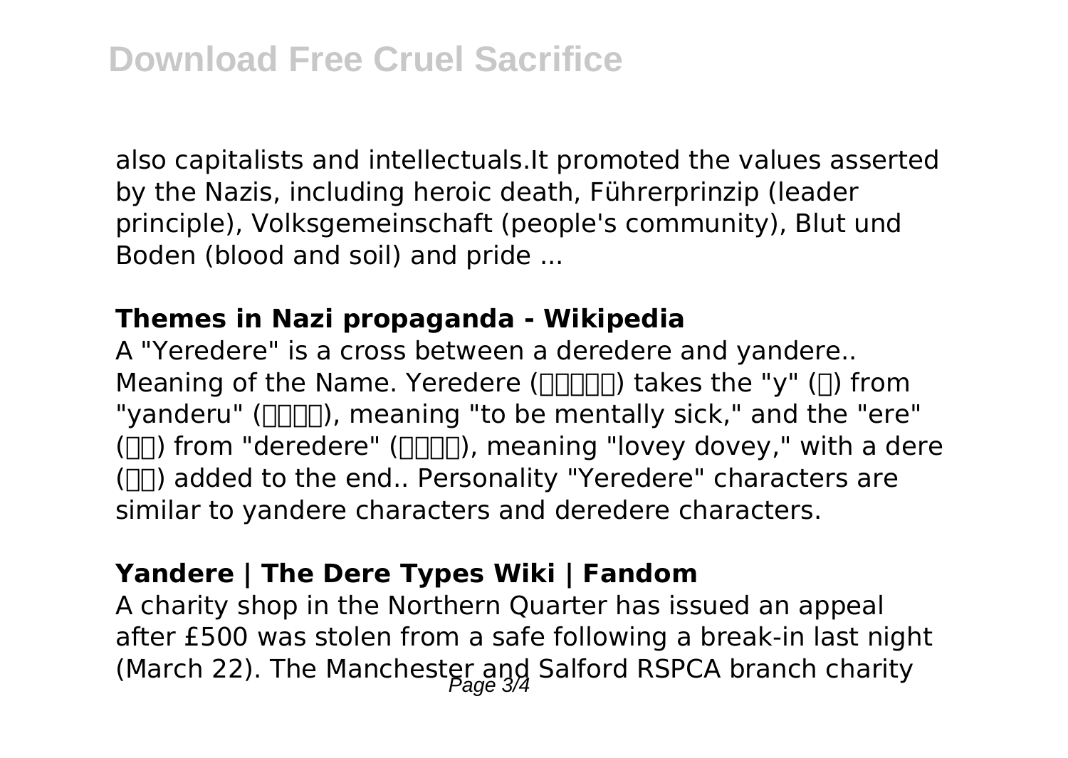also capitalists and intellectuals.It promoted the values asserted by the Nazis, including heroic death, Führerprinzip (leader principle), Volksgemeinschaft (people's community), Blut und Boden (blood and soil) and pride ...

**Themes in Nazi propaganda - Wikipedia**

A "Yeredere" is a cross between a deredere and yandere.. Meaning of the Name. Yeredere (□□□□□) takes the "y" (□) from "yanderu" (□□□□), meaning "to be mentally sick," and the "ere" (□□) from "deredere" (□□□□), meaning "lovey dovey," with a dere (□□) added to the end.. Personality "Yeredere" characters are similar to yandere characters and deredere characters.

**Yandere | The Dere Types Wiki | Fandom**

A charity shop in the Northern Quarter has issued an appeal after £500 was stolen from a safe following a break-in last night (March 22). The Manchester and Salford RSPCA branch charity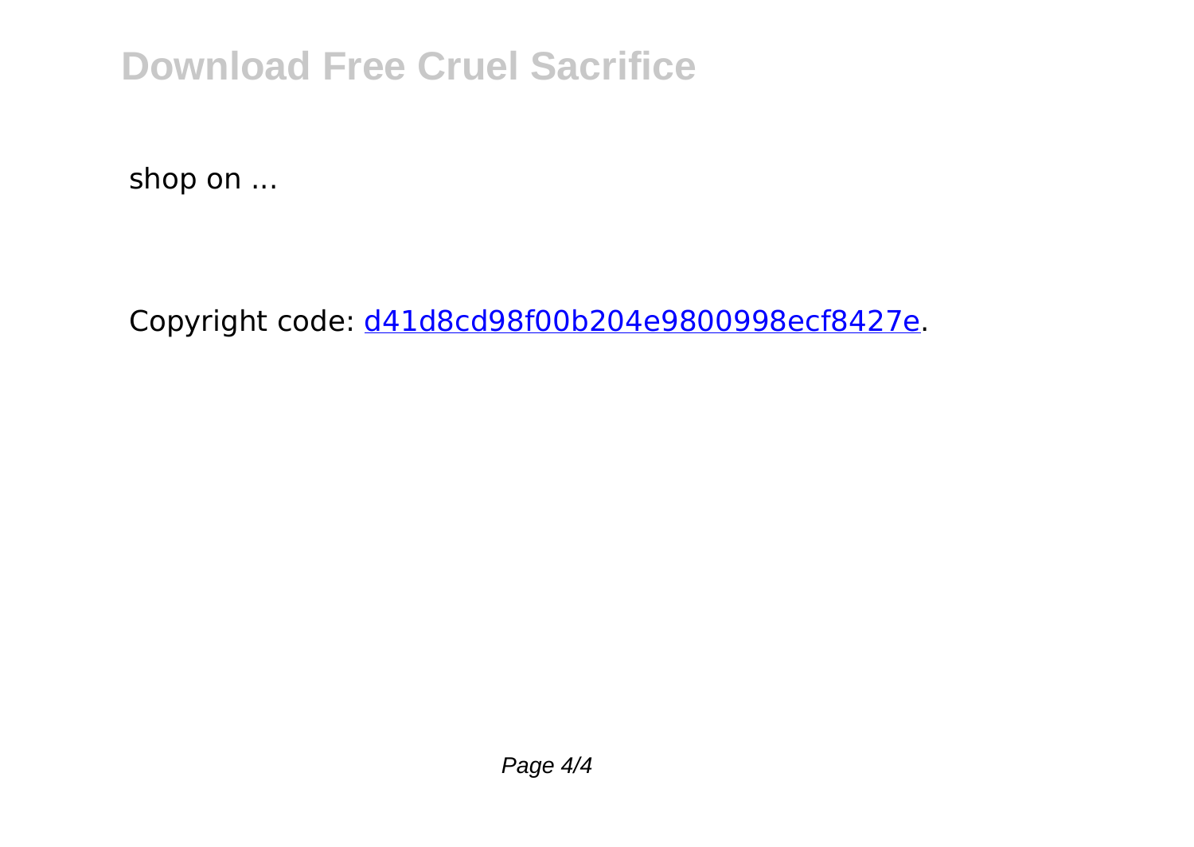shop on ...

Copyright code: [d41d8cd98f00b204e9800998ecf8427e](d41d8cd98f00b204e9800998ecf8427e).